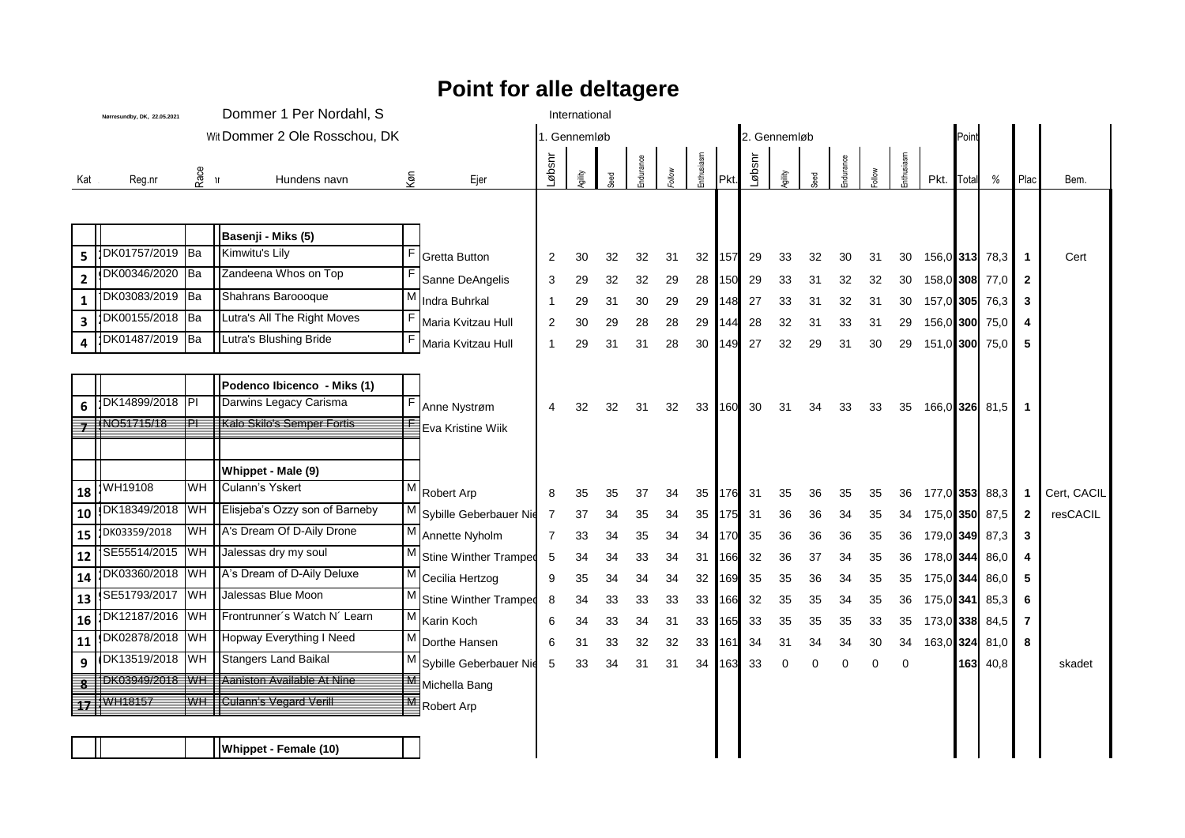# Point for alle deltagere

Nørresundby, DK, 22.05.2021 — Dommer 1 Per Nordahl, S — International

Dommer 2 Ole Rosschou, DK

| Kat | Reg.nr | Race | Hundens navn | Køn | Ejer | 1. Gennemløb Løbsnr | Agility | Seed | Endurance | Follow | Enthusiasm | Pkt. | 2. Gennemløb Løbsnr | Agility | Seed | Endurance | Follow | Enthusiasm | Pkt. | Point Total | % | Plac | Bem. |
|---|---|---|---|---|---|---|---|---|---|---|---|---|---|---|---|---|---|---|---|---|---|---|---|
| | | | **Basenji - Miks (5)** | | | | | | | | | | | | | | | | | | | | |
| 5 | DK01757/2019 | Ba | Kimwitu's Lily | F | Gretta Button | 2 | 30 | 32 | 32 | 31 | 32 | 157 | 29 | 33 | 32 | 30 | 31 | 30 | 156,0 | **313** | 78,3 | **1** | Cert |
| 2 | DK00346/2020 | Ba | Zandeena Whos on Top | F | Sanne DeAngelis | 3 | 29 | 32 | 32 | 29 | 28 | 150 | 29 | 33 | 31 | 32 | 32 | 30 | 158,0 | **308** | 77,0 | **2** | |
| 1 | DK03083/2019 | Ba | Shahrans Baroooque | M | Indra Buhrkal | 1 | 29 | 31 | 30 | 29 | 29 | 148 | 27 | 33 | 31 | 32 | 31 | 30 | 157,0 | **305** | 76,3 | **3** | |
| 3 | DK00155/2018 | Ba | Lutra's All The Right Moves | F | Maria Kvitzau Hull | 2 | 30 | 29 | 28 | 28 | 29 | 144 | 28 | 32 | 31 | 33 | 31 | 29 | 156,0 | **300** | 75,0 | **4** | |
| 4 | DK01487/2019 | Ba | Lutra's Blushing Bride | F | Maria Kvitzau Hull | 1 | 29 | 31 | 31 | 28 | 30 | 149 | 27 | 32 | 29 | 31 | 30 | 29 | 151,0 | **300** | 75,0 | **5** | |
| | | | **Podenco Ibicenco - Miks (1)** | | | | | | | | | | | | | | | | | | | | |
| 6 | DK14899/2018 | PI | Darwins Legacy Carisma | F | Anne Nystrøm | 4 | 32 | 32 | 31 | 32 | 33 | 160 | 30 | 31 | 34 | 33 | 33 | 35 | 166,0 | **326** | 81,5 | **1** | |
| 7 | NO51715/18 | PI | Kalo Skilo's Semper Fortis | F | Eva Kristine Wiik | | | | | | | | | | | | | | | | | | |
| | | | **Whippet - Male (9)** | | | | | | | | | | | | | | | | | | | | |
| 18 | WH19108 | WH | Culann's Yskert | M | Robert Arp | 8 | 35 | 35 | 37 | 34 | 35 | 176 | 31 | 35 | 36 | 35 | 35 | 36 | 177,0 | **353** | 88,3 | **1** | Cert, CACIL |
| 10 | DK18349/2018 | WH | Elisjeba's Ozzy son of Barneby | M | Sybille Geberbauer Nie | 7 | 37 | 34 | 35 | 34 | 35 | 175 | 31 | 36 | 36 | 34 | 35 | 34 | 175,0 | **350** | 87,5 | **2** | resCACIL |
| 15 | DK03359/2018 | WH | A's Dream Of D-Aily Drone | M | Annette Nyholm | 7 | 33 | 34 | 35 | 34 | 34 | 170 | 35 | 36 | 36 | 36 | 35 | 36 | 179,0 | **349** | 87,3 | **3** | |
| 12 | SE55514/2015 | WH | Jalessas dry my soul | M | Stine Winther Trampe | 5 | 34 | 34 | 33 | 34 | 31 | 166 | 32 | 36 | 37 | 34 | 35 | 36 | 178,0 | **344** | 86,0 | **4** | |
| 14 | DK03360/2018 | WH | A's Dream of D-Aily Deluxe | M | Cecilia Hertzog | 9 | 35 | 34 | 34 | 34 | 32 | 169 | 35 | 35 | 36 | 34 | 35 | 35 | 175,0 | **344** | 86,0 | **5** | |
| 13 | SE51793/2017 | WH | Jalessas Blue Moon | M | Stine Winther Trampe | 8 | 34 | 33 | 33 | 33 | 33 | 166 | 32 | 35 | 35 | 34 | 35 | 36 | 175,0 | **341** | 85,3 | **6** | |
| 16 | DK12187/2016 | WH | Frontrunner´s Watch N´ Learn | M | Karin Koch | 6 | 34 | 33 | 34 | 31 | 33 | 165 | 33 | 35 | 35 | 35 | 33 | 35 | 173,0 | **338** | 84,5 | **7** | |
| 11 | DK02878/2018 | WH | Hopway Everything I Need | M | Dorthe Hansen | 6 | 31 | 33 | 32 | 32 | 33 | 161 | 34 | 31 | 34 | 34 | 30 | 34 | 163,0 | **324** | 81,0 | **8** | |
| 9 | DK13519/2018 | WH | Stangers Land Baikal | M | Sybille Geberbauer Nie | 5 | 33 | 34 | 31 | 31 | 34 | 163 | 33 | 0 | 0 | 0 | 0 | 0 | | **163** | 40,8 | | skadet |
| 8 | DK03949/2018 | WH | Aaniston Available At Nine | M | Michella Bang | | | | | | | | | | | | | | | | | | |
| 17 | WH18157 | WH | Culann's Vegard Verill | M | Robert Arp | | | | | | | | | | | | | | | | | | |
| | | | **Whippet - Female (10)** | | | | | | | | | | | | | | | | | | | | |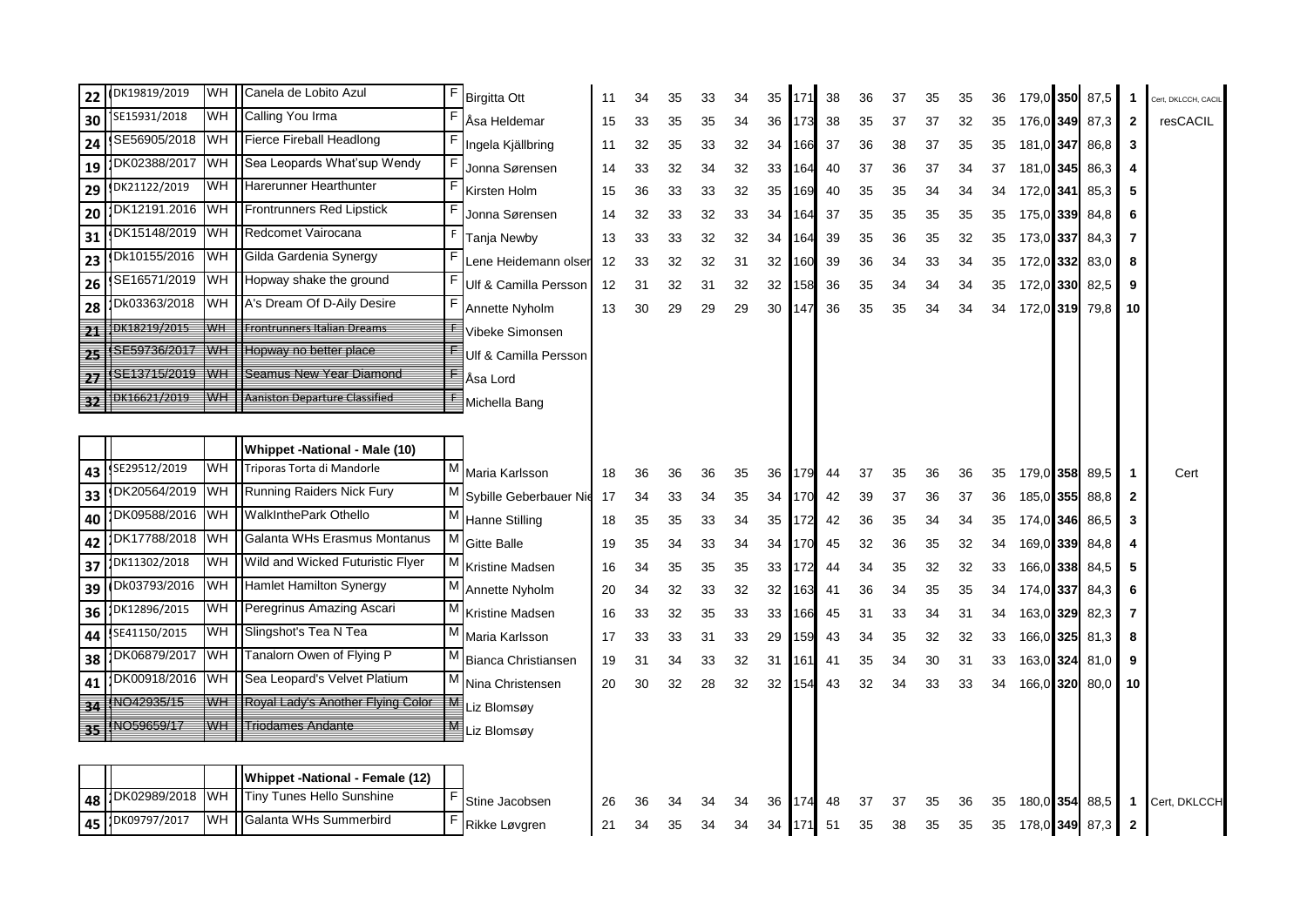| No. | Reg. no. | Breed | Name | Sex | Owner | | | | | | | Sum | | | | | | | Sum | Total | % | Place | Award |
|---|---|---|---|---|---|---|---|---|---|---|---|---|---|---|---|---|---|---|---|---|---|---|---|
| 22 | DK19819/2019 | WH | Canela de Lobito Azul | F | Birgitta Ott | 11 | 34 | 35 | 33 | 34 | 35 | 171 | 38 | 36 | 37 | 35 | 35 | 36 | 179,0 | 350 | 87,5 | 1 | Cert, DKLCCH, CACIL |
| 30 | SE15931/2018 | WH | Calling You Irma | F | Åsa Heldemar | 15 | 33 | 35 | 35 | 34 | 36 | 173 | 38 | 35 | 37 | 37 | 32 | 35 | 176,0 | 349 | 87,3 | 2 | resCACIL |
| 24 | SE56905/2018 | WH | Fierce Fireball Headlong | F | Ingela Kjällbring | 11 | 32 | 35 | 33 | 32 | 34 | 166 | 37 | 36 | 38 | 37 | 35 | 35 | 181,0 | 347 | 86,8 | 3 | |
| 19 | DK02388/2017 | WH | Sea Leopards What'sup Wendy | F | Jonna Sørensen | 14 | 33 | 32 | 34 | 32 | 33 | 164 | 40 | 37 | 36 | 37 | 34 | 37 | 181,0 | 345 | 86,3 | 4 | |
| 29 | DK21122/2019 | WH | Harerunner Hearthunter | F | Kirsten Holm | 15 | 36 | 33 | 33 | 32 | 35 | 169 | 40 | 35 | 35 | 34 | 34 | 34 | 172,0 | 341 | 85,3 | 5 | |
| 20 | DK12191.2016 | WH | Frontrunners Red Lipstick | F | Jonna Sørensen | 14 | 32 | 33 | 32 | 33 | 34 | 164 | 37 | 35 | 35 | 35 | 35 | 35 | 175,0 | 339 | 84,8 | 6 | |
| 31 | DK15148/2019 | WH | Redcomet Vairocana | F | Tanja Newby | 13 | 33 | 33 | 32 | 32 | 34 | 164 | 39 | 35 | 36 | 35 | 32 | 35 | 173,0 | 337 | 84,3 | 7 | |
| 23 | Dk10155/2016 | WH | Gilda Gardenia Synergy | F | Lene Heidemann olser | 12 | 33 | 32 | 32 | 31 | 32 | 160 | 39 | 36 | 34 | 33 | 34 | 35 | 172,0 | 332 | 83,0 | 8 | |
| 26 | SE16571/2019 | WH | Hopway shake the ground | F | Ulf & Camilla Persson | 12 | 31 | 32 | 31 | 32 | 32 | 158 | 36 | 35 | 34 | 34 | 34 | 35 | 172,0 | 330 | 82,5 | 9 | |
| 28 | Dk03363/2018 | WH | A's Dream Of D-Aily Desire | F | Annette Nyholm | 13 | 30 | 29 | 29 | 29 | 30 | 147 | 36 | 35 | 35 | 34 | 34 | 34 | 172,0 | 319 | 79,8 | 10 | |
| ~~21~~ | ~~DK18219/2015~~ | ~~WH~~ | ~~Frontrunners Italian Dreams~~ | ~~F~~ | Vibeke Simonsen | | | | | | | | | | | | | | | | | | |
| ~~25~~ | ~~SE59736/2017~~ | ~~WH~~ | ~~Hopway no better place~~ | ~~F~~ | Ulf & Camilla Persson | | | | | | | | | | | | | | | | | | |
| ~~27~~ | ~~SE13715/2019~~ | ~~WH~~ | ~~Seamus New Year Diamond~~ | ~~F~~ | Åsa Lord | | | | | | | | | | | | | | | | | | |
| ~~32~~ | ~~DK16621/2019~~ | ~~WH~~ | ~~Aaniston Departure Classified~~ | ~~F~~ | Michella Bang | | | | | | | | | | | | | | | | | | |

| No. | Reg. no. | Breed | Whippet -National - Male (10) | Sex | Owner | | | | | | | Sum | | | | | | | Sum | Total | % | Place | Award |
|---|---|---|---|---|---|---|---|---|---|---|---|---|---|---|---|---|---|---|---|---|---|---|---|
| 43 | SE29512/2019 | WH | Triporas Torta di Mandorle | M | Maria Karlsson | 18 | 36 | 36 | 36 | 35 | 36 | 179 | 44 | 37 | 35 | 36 | 36 | 35 | 179,0 | 358 | 89,5 | 1 | Cert |
| 33 | DK20564/2019 | WH | Running Raiders Nick Fury | M | Sybille Geberbauer Nie | 17 | 34 | 33 | 34 | 35 | 34 | 170 | 42 | 39 | 37 | 36 | 37 | 36 | 185,0 | 355 | 88,8 | 2 | |
| 40 | DK09588/2016 | WH | WalkInthePark Othello | M | Hanne Stilling | 18 | 35 | 35 | 33 | 34 | 35 | 172 | 42 | 36 | 35 | 34 | 34 | 35 | 174,0 | 346 | 86,5 | 3 | |
| 42 | DK17788/2018 | WH | Galanta WHs Erasmus Montanus | M | Gitte Balle | 19 | 35 | 34 | 33 | 34 | 34 | 170 | 45 | 32 | 36 | 35 | 32 | 34 | 169,0 | 339 | 84,8 | 4 | |
| 37 | DK11302/2018 | WH | Wild and Wicked Futuristic Flyer | M | Kristine Madsen | 16 | 34 | 35 | 35 | 35 | 33 | 172 | 44 | 34 | 35 | 32 | 32 | 33 | 166,0 | 338 | 84,5 | 5 | |
| 39 | Dk03793/2016 | WH | Hamlet Hamilton Synergy | M | Annette Nyholm | 20 | 34 | 32 | 33 | 32 | 32 | 163 | 41 | 36 | 34 | 35 | 35 | 34 | 174,0 | 337 | 84,3 | 6 | |
| 36 | DK12896/2015 | WH | Peregrinus Amazing Ascari | M | Kristine Madsen | 16 | 33 | 32 | 35 | 33 | 33 | 166 | 45 | 31 | 33 | 34 | 31 | 34 | 163,0 | 329 | 82,3 | 7 | |
| 44 | SE41150/2015 | WH | Slingshot's Tea N Tea | M | Maria Karlsson | 17 | 33 | 33 | 31 | 33 | 29 | 159 | 43 | 34 | 35 | 32 | 32 | 33 | 166,0 | 325 | 81,3 | 8 | |
| 38 | DK06879/2017 | WH | Tanalorn Owen of Flying P | M | Bianca Christiansen | 19 | 31 | 34 | 33 | 32 | 31 | 161 | 41 | 35 | 34 | 30 | 31 | 33 | 163,0 | 324 | 81,0 | 9 | |
| 41 | DK00918/2016 | WH | Sea Leopard's Velvet Platium | M | Nina Christensen | 20 | 30 | 32 | 28 | 32 | 32 | 154 | 43 | 32 | 34 | 33 | 33 | 34 | 166,0 | 320 | 80,0 | 10 | |
| ~~34~~ | ~~NO42935/15~~ | ~~WH~~ | ~~Royal Lady's Another Flying Color~~ | ~~M~~ | Liz Blomsøy | | | | | | | | | | | | | | | | | | |
| ~~35~~ | ~~NO59659/17~~ | ~~WH~~ | ~~Triodames Andante~~ | ~~M~~ | Liz Blomsøy | | | | | | | | | | | | | | | | | | |

| No. | Reg. no. | Breed | Whippet -National - Female (12) | Sex | Owner | | | | | | | Sum | | | | | | | Sum | Total | % | Place | Award |
|---|---|---|---|---|---|---|---|---|---|---|---|---|---|---|---|---|---|---|---|---|---|---|---|
| 48 | DK02989/2018 | WH | Tiny Tunes Hello Sunshine | F | Stine Jacobsen | 26 | 36 | 34 | 34 | 34 | 36 | 174 | 48 | 37 | 37 | 35 | 36 | 35 | 180,0 | 354 | 88,5 | 1 | Cert, DKLCCH |
| 45 | DK09797/2017 | WH | Galanta WHs Summerbird | F | Rikke Løvgren | 21 | 34 | 35 | 34 | 34 | 34 | 171 | 51 | 35 | 38 | 35 | 35 | 35 | 178,0 | 349 | 87,3 | 2 | |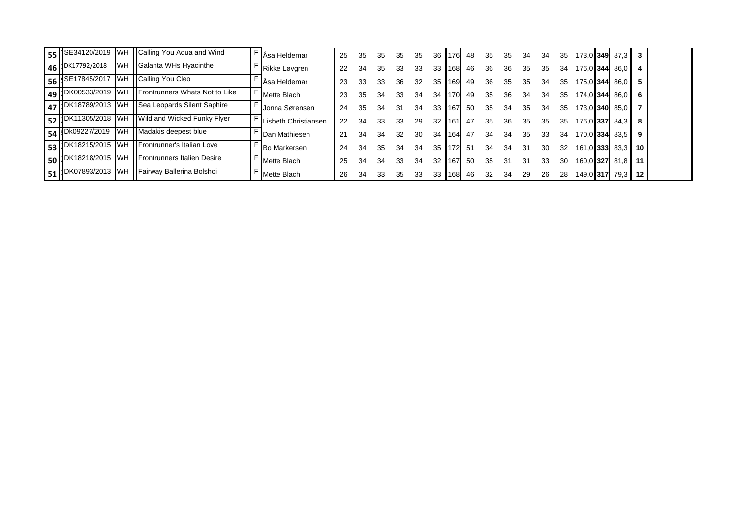| | | | | | | | | | | | | | | | | | | | | | | | | |
|---|---|---|---|---|---|---|---|---|---|---|---|---|---|---|---|---|---|---|---|---|---|---|---|---|
| 55 | SE34120/2019 | WH | Calling You Aqua and Wind | F | Åsa Heldemar | 25 | 35 | 35 | 35 | 35 | 36 | 176 | 48 | 35 | 35 | 34 | 34 | 35 | 173,0 | 349 | 87,3 | 3 |
| 46 | DK17792/2018 | WH | Galanta WHs Hyacinthe | F | Rikke Løvgren | 22 | 34 | 35 | 33 | 33 | 33 | 168 | 46 | 36 | 36 | 35 | 35 | 34 | 176,0 | 344 | 86,0 | 4 |
| 56 | SE17845/2017 | WH | Calling You Cleo | F | Åsa Heldemar | 23 | 33 | 33 | 36 | 32 | 35 | 169 | 49 | 36 | 35 | 35 | 34 | 35 | 175,0 | 344 | 86,0 | 5 |
| 49 | DK00533/2019 | WH | Frontrunners Whats Not to Like | F | Mette Blach | 23 | 35 | 34 | 33 | 34 | 34 | 170 | 49 | 35 | 36 | 34 | 34 | 35 | 174,0 | 344 | 86,0 | 6 |
| 47 | DK18789/2013 | WH | Sea Leopards Silent Saphire | F | Jonna Sørensen | 24 | 35 | 34 | 31 | 34 | 33 | 167 | 50 | 35 | 34 | 35 | 34 | 35 | 173,0 | 340 | 85,0 | 7 |
| 52 | DK11305/2018 | WH | Wild and Wicked Funky Flyer | F | Lisbeth Christiansen | 22 | 34 | 33 | 33 | 29 | 32 | 161 | 47 | 35 | 36 | 35 | 35 | 35 | 176,0 | 337 | 84,3 | 8 |
| 54 | Dk09227/2019 | WH | Madakis deepest blue | F | Dan Mathiesen | 21 | 34 | 34 | 32 | 30 | 34 | 164 | 47 | 34 | 34 | 35 | 33 | 34 | 170,0 | 334 | 83,5 | 9 |
| 53 | DK18215/2015 | WH | Frontrunner's Italian Love | F | Bo Markersen | 24 | 34 | 35 | 34 | 34 | 35 | 172 | 51 | 34 | 34 | 31 | 30 | 32 | 161,0 | 333 | 83,3 | 10 |
| 50 | DK18218/2015 | WH | Frontrunners Italien Desire | F | Mette Blach | 25 | 34 | 34 | 33 | 34 | 32 | 167 | 50 | 35 | 31 | 31 | 33 | 30 | 160,0 | 327 | 81,8 | 11 |
| 51 | DK07893/2013 | WH | Fairway Ballerina Bolshoi | F | Mette Blach | 26 | 34 | 33 | 35 | 33 | 33 | 168 | 46 | 32 | 34 | 29 | 26 | 28 | 149,0 | 317 | 79,3 | 12 |